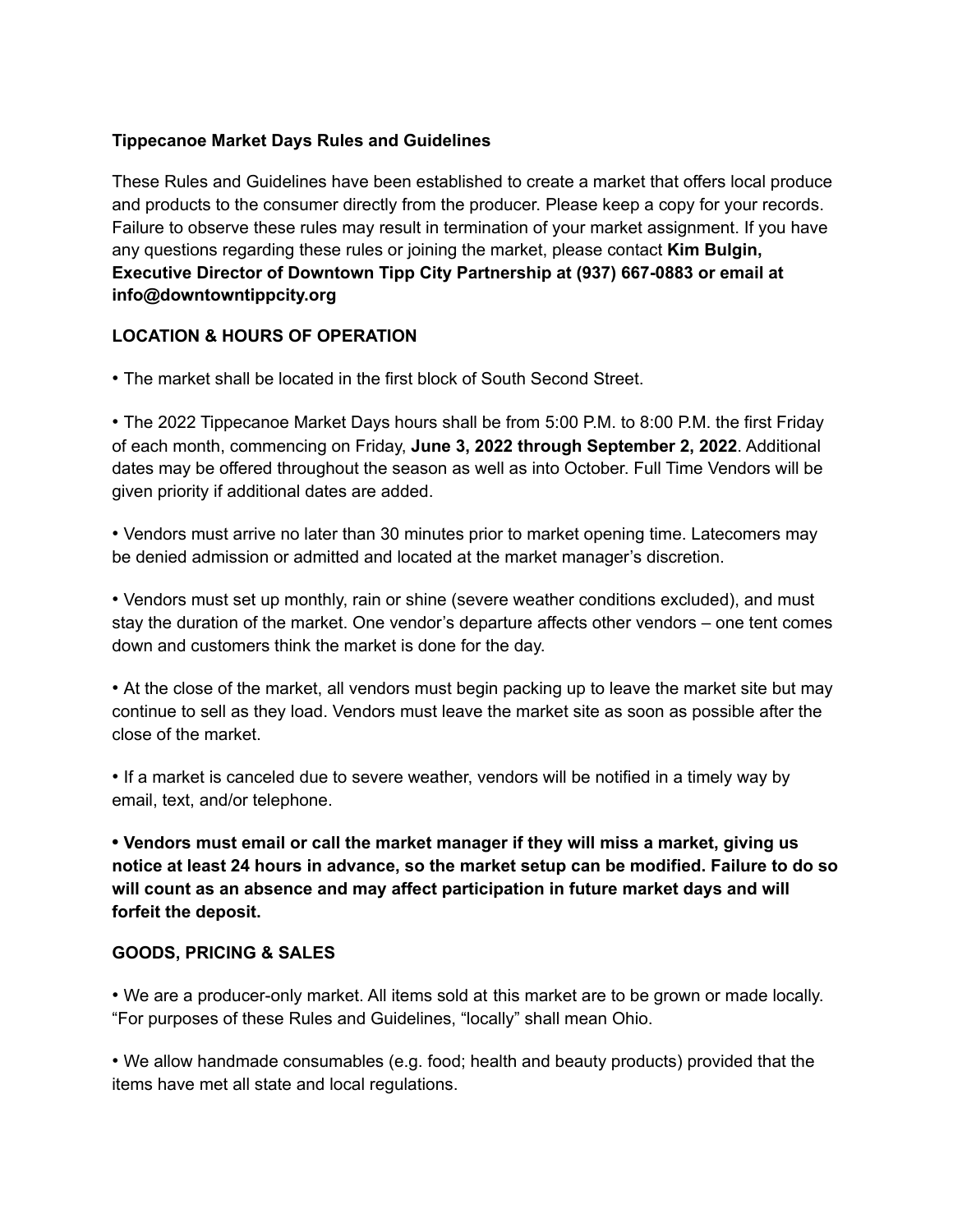**Tippecanoe Market Days Rules and Guidelines**

These Rules and Guidelines have been established to create a market that offers local produce and products to the consumer directly from the producer. Please keep a copy for your records. Failure to observe these rules may result in termination of your market assignment. If you have any questions regarding these rules or joining the market, please contact **Kim Bulgin, Executive Director of Downtown Tipp City Partnership at (937) 667-0883 or email at info@downtowntippcity.org**

**LOCATION & HOURS OF OPERATION**

• The market shall be located in the first block of South Second Street.

• The 2022 Tippecanoe Market Days hours shall be from 5:00 P.M. to 8:00 P.M. the first Friday of each month, commencing on Friday, **June 3, 2022 through September 2, 2022**. Additional dates may be offered throughout the season as well as into October. Full Time Vendors will be given priority if additional dates are added.

• Vendors must arrive no later than 30 minutes prior to market opening time. Latecomers may be denied admission or admitted and located at the market manager's discretion.

• Vendors must set up monthly, rain or shine (severe weather conditions excluded), and must stay the duration of the market. One vendor's departure affects other vendors – one tent comes down and customers think the market is done for the day.

• At the close of the market, all vendors must begin packing up to leave the market site but may continue to sell as they load. Vendors must leave the market site as soon as possible after the close of the market.

• If a market is canceled due to severe weather, vendors will be notified in a timely way by email, text, and/or telephone.

**• Vendors must email or call the market manager if they will miss a market, giving us notice at least 24 hours in advance, so the market setup can be modified. Failure to do so will count as an absence and may affect participation in future market days and will forfeit the deposit.**

**GOODS, PRICING & SALES**

• We are a producer-only market. All items sold at this market are to be grown or made locally. "For purposes of these Rules and Guidelines, "locally" shall mean Ohio.

• We allow handmade consumables (e.g. food; health and beauty products) provided that the items have met all state and local regulations.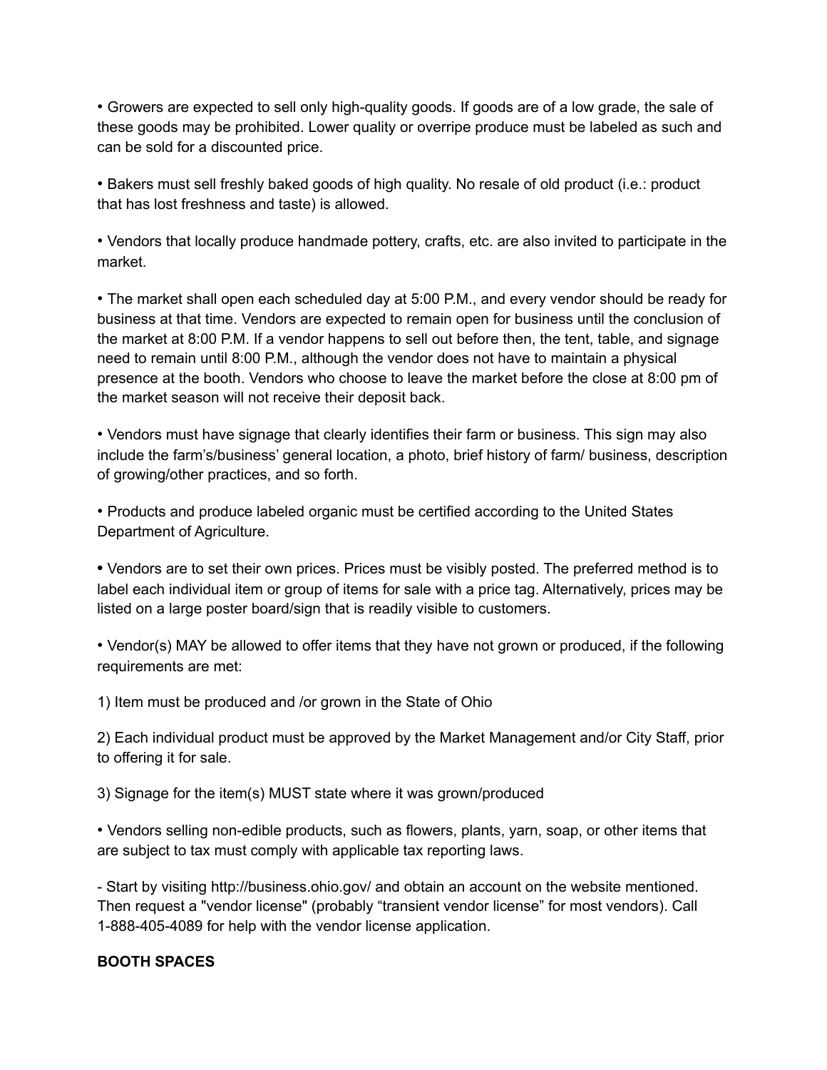• Growers are expected to sell only high-quality goods. If goods are of a low grade, the sale of these goods may be prohibited. Lower quality or overripe produce must be labeled as such and can be sold for a discounted price.

• Bakers must sell freshly baked goods of high quality. No resale of old product (i.e.: product that has lost freshness and taste) is allowed.

• Vendors that locally produce handmade pottery, crafts, etc. are also invited to participate in the market.

• The market shall open each scheduled day at 5:00 P.M., and every vendor should be ready for business at that time. Vendors are expected to remain open for business until the conclusion of the market at 8:00 P.M. If a vendor happens to sell out before then, the tent, table, and signage need to remain until 8:00 P.M., although the vendor does not have to maintain a physical presence at the booth. Vendors who choose to leave the market before the close at 8:00 pm of the market season will not receive their deposit back.

• Vendors must have signage that clearly identifies their farm or business. This sign may also include the farm's/business' general location, a photo, brief history of farm/ business, description of growing/other practices, and so forth.

• Products and produce labeled organic must be certified according to the United States Department of Agriculture.

• Vendors are to set their own prices. Prices must be visibly posted. The preferred method is to label each individual item or group of items for sale with a price tag. Alternatively, prices may be listed on a large poster board/sign that is readily visible to customers.

• Vendor(s) MAY be allowed to offer items that they have not grown or produced, if the following requirements are met:

1) Item must be produced and /or grown in the State of Ohio

2) Each individual product must be approved by the Market Management and/or City Staff, prior to offering it for sale.

3) Signage for the item(s) MUST state where it was grown/produced

• Vendors selling non-edible products, such as flowers, plants, yarn, soap, or other items that are subject to tax must comply with applicable tax reporting laws.

- Start by visiting http://business.ohio.gov/ and obtain an account on the website mentioned. Then request a "vendor license" (probably "transient vendor license" for most vendors). Call 1-888-405-4089 for help with the vendor license application.

**BOOTH SPACES**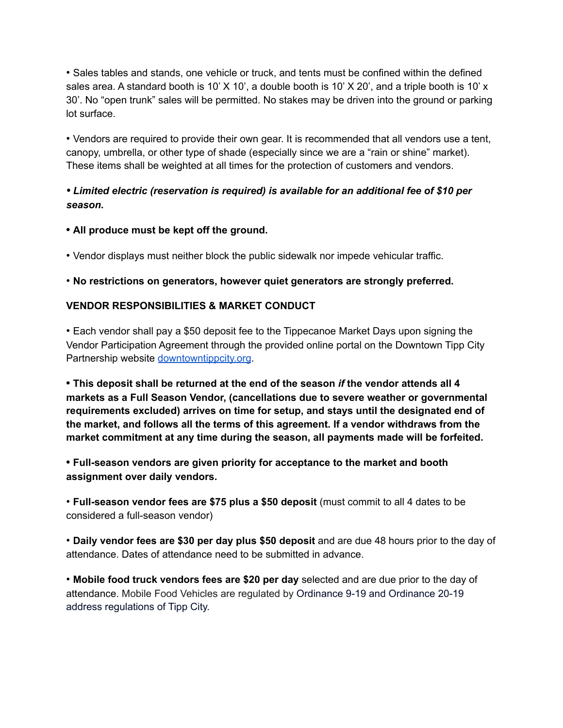• Sales tables and stands, one vehicle or truck, and tents must be confined within the defined sales area. A standard booth is 10' X 10', a double booth is 10' X 20', and a triple booth is 10' x 30'. No "open trunk" sales will be permitted. No stakes may be driven into the ground or parking lot surface.

• Vendors are required to provide their own gear. It is recommended that all vendors use a tent, canopy, umbrella, or other type of shade (especially since we are a "rain or shine" market). These items shall be weighted at all times for the protection of customers and vendors.

***• Limited electric (reservation is required) is available for an additional fee of $10 per season.***

**• All produce must be kept off the ground.**

• Vendor displays must neither block the public sidewalk nor impede vehicular traffic.

**• No restrictions on generators, however quiet generators are strongly preferred.**

**VENDOR RESPONSIBILITIES & MARKET CONDUCT**

• Each vendor shall pay a $50 deposit fee to the Tippecanoe Market Days upon signing the Vendor Participation Agreement through the provided online portal on the Downtown Tipp City Partnership website [downtowntippcity.org](downtowntippcity.org).

**• This deposit shall be returned at the end of the season *if* the vendor attends all 4 markets as a Full Season Vendor, (cancellations due to severe weather or governmental requirements excluded) arrives on time for setup, and stays until the designated end of the market, and follows all the terms of this agreement. If a vendor withdraws from the market commitment at any time during the season, all payments made will be forfeited.**

**• Full-season vendors are given priority for acceptance to the market and booth assignment over daily vendors.**

• **Full-season vendor fees are $75 plus a $50 deposit** (must commit to all 4 dates to be considered a full-season vendor)

• **Daily vendor fees are $30 per day plus $50 deposit** and are due 48 hours prior to the day of attendance. Dates of attendance need to be submitted in advance.

• **Mobile food truck vendors fees are $20 per day** selected and are due prior to the day of attendance. Mobile Food Vehicles are regulated by Ordinance 9-19 and Ordinance 20-19 address regulations of Tipp City.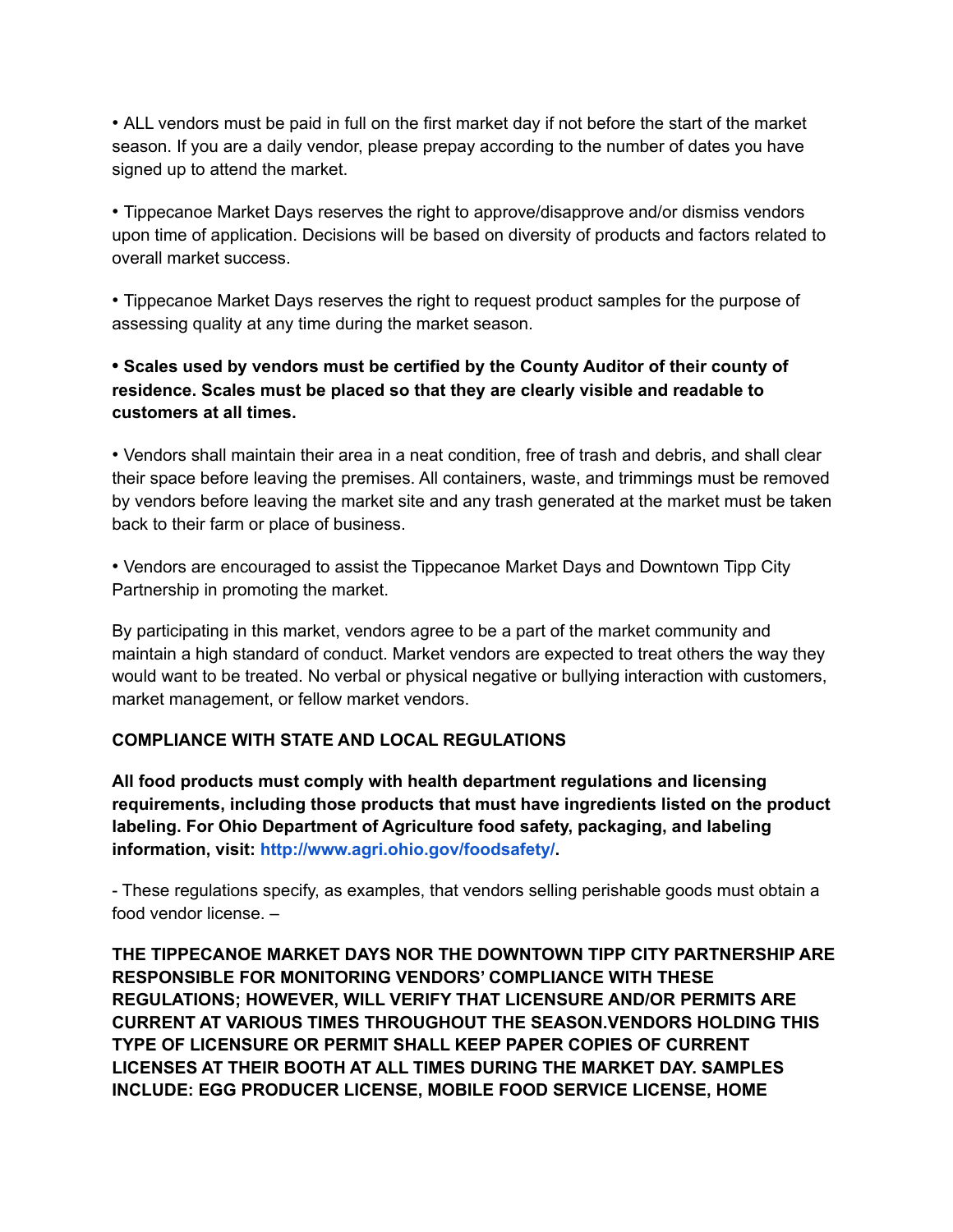• ALL vendors must be paid in full on the first market day if not before the start of the market season. If you are a daily vendor, please prepay according to the number of dates you have signed up to attend the market.

• Tippecanoe Market Days reserves the right to approve/disapprove and/or dismiss vendors upon time of application. Decisions will be based on diversity of products and factors related to overall market success.

• Tippecanoe Market Days reserves the right to request product samples for the purpose of assessing quality at any time during the market season.

**• Scales used by vendors must be certified by the County Auditor of their county of residence. Scales must be placed so that they are clearly visible and readable to customers at all times.**

• Vendors shall maintain their area in a neat condition, free of trash and debris, and shall clear their space before leaving the premises. All containers, waste, and trimmings must be removed by vendors before leaving the market site and any trash generated at the market must be taken back to their farm or place of business.

• Vendors are encouraged to assist the Tippecanoe Market Days and Downtown Tipp City Partnership in promoting the market.

By participating in this market, vendors agree to be a part of the market community and maintain a high standard of conduct. Market vendors are expected to treat others the way they would want to be treated. No verbal or physical negative or bullying interaction with customers, market management, or fellow market vendors.

**COMPLIANCE WITH STATE AND LOCAL REGULATIONS**

**All food products must comply with health department regulations and licensing requirements, including those products that must have ingredients listed on the product labeling. For Ohio Department of Agriculture food safety, packaging, and labeling information, visit: [http://www.agri.ohio.gov/foodsafety/](http://www.agri.ohio.gov/foodsafety/).**

- These regulations specify, as examples, that vendors selling perishable goods must obtain a food vendor license. –

**THE TIPPECANOE MARKET DAYS NOR THE DOWNTOWN TIPP CITY PARTNERSHIP ARE RESPONSIBLE FOR MONITORING VENDORS' COMPLIANCE WITH THESE REGULATIONS; HOWEVER, WILL VERIFY THAT LICENSURE AND/OR PERMITS ARE CURRENT AT VARIOUS TIMES THROUGHOUT THE SEASON.VENDORS HOLDING THIS TYPE OF LICENSURE OR PERMIT SHALL KEEP PAPER COPIES OF CURRENT LICENSES AT THEIR BOOTH AT ALL TIMES DURING THE MARKET DAY. SAMPLES INCLUDE: EGG PRODUCER LICENSE, MOBILE FOOD SERVICE LICENSE, HOME**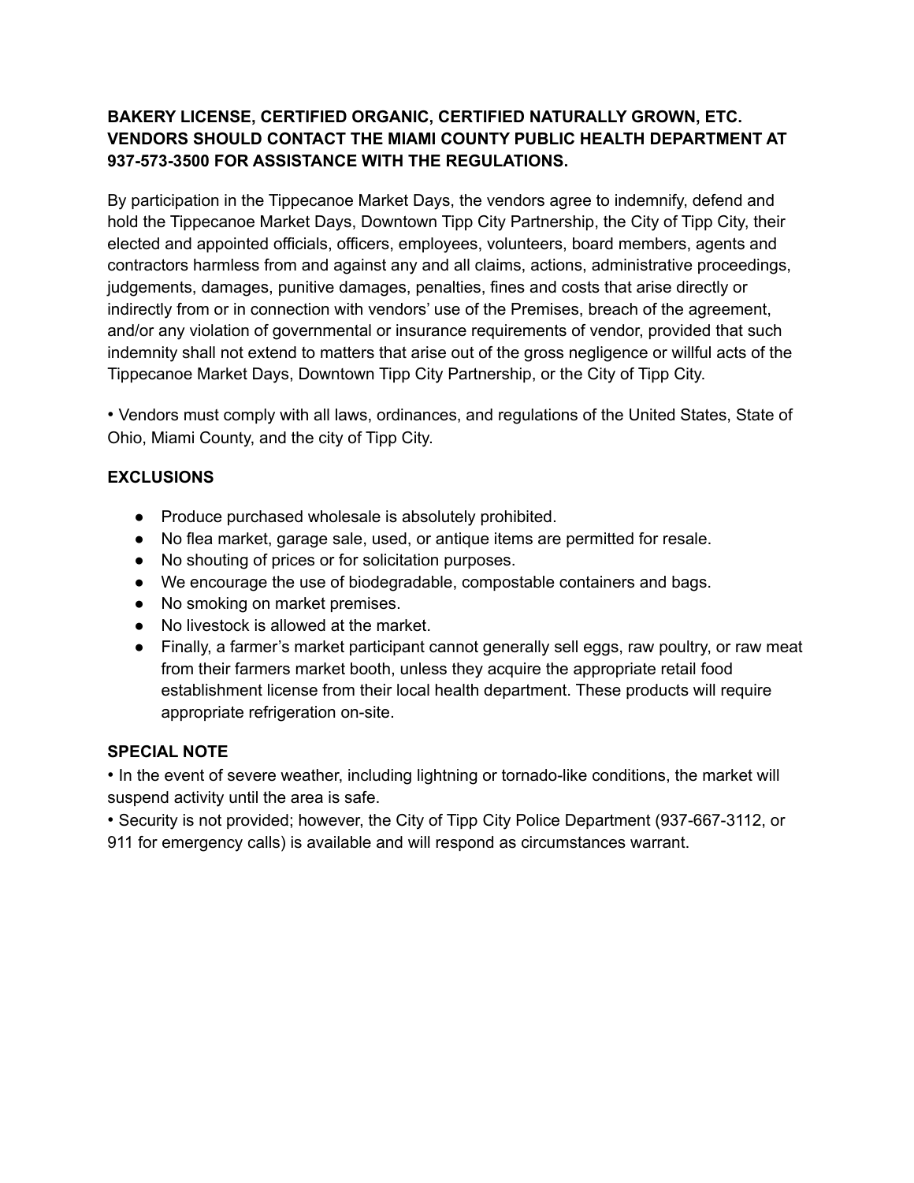**BAKERY LICENSE, CERTIFIED ORGANIC, CERTIFIED NATURALLY GROWN, ETC. VENDORS SHOULD CONTACT THE MIAMI COUNTY PUBLIC HEALTH DEPARTMENT AT 937-573-3500 FOR ASSISTANCE WITH THE REGULATIONS.**

By participation in the Tippecanoe Market Days, the vendors agree to indemnify, defend and hold the Tippecanoe Market Days, Downtown Tipp City Partnership, the City of Tipp City, their elected and appointed officials, officers, employees, volunteers, board members, agents and contractors harmless from and against any and all claims, actions, administrative proceedings, judgements, damages, punitive damages, penalties, fines and costs that arise directly or indirectly from or in connection with vendors' use of the Premises, breach of the agreement, and/or any violation of governmental or insurance requirements of vendor, provided that such indemnity shall not extend to matters that arise out of the gross negligence or willful acts of the Tippecanoe Market Days, Downtown Tipp City Partnership, or the City of Tipp City.

• Vendors must comply with all laws, ordinances, and regulations of the United States, State of Ohio, Miami County, and the city of Tipp City.

**EXCLUSIONS**

- Produce purchased wholesale is absolutely prohibited.
- No flea market, garage sale, used, or antique items are permitted for resale.
- No shouting of prices or for solicitation purposes.
- We encourage the use of biodegradable, compostable containers and bags.
- No smoking on market premises.
- No livestock is allowed at the market.
- Finally, a farmer's market participant cannot generally sell eggs, raw poultry, or raw meat from their farmers market booth, unless they acquire the appropriate retail food establishment license from their local health department. These products will require appropriate refrigeration on-site.

**SPECIAL NOTE**

• In the event of severe weather, including lightning or tornado-like conditions, the market will suspend activity until the area is safe.
• Security is not provided; however, the City of Tipp City Police Department (937-667-3112, or 911 for emergency calls) is available and will respond as circumstances warrant.